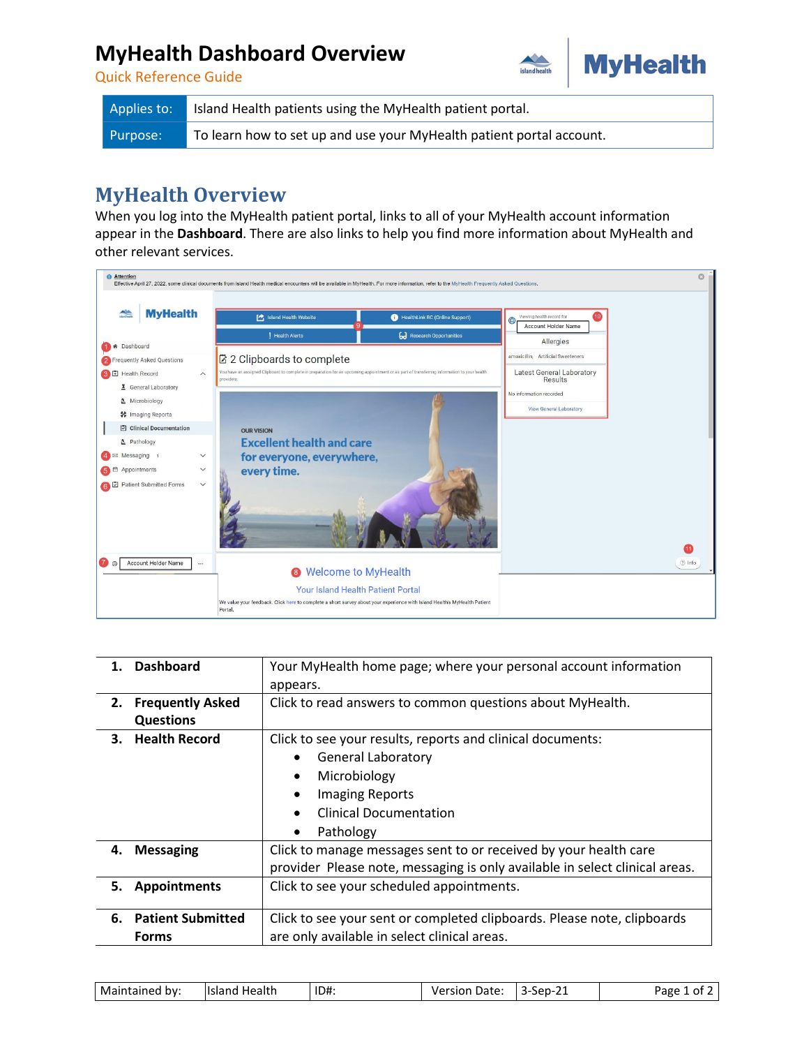# MyHealth Dashboard Overview

Quick Reference Guide

| Applies to: | Island Health patients using the MyHealth patient portal. |
| --- | --- |
| Purpose: | To learn how to set up and use your MyHealth patient portal account. |

## MyHealth Overview

When you log into the MyHealth patient portal, links to all of your MyHealth account information appear in the **Dashboard**. There are also links to help you find more information about MyHealth and other relevant services.

| | |
| --- | --- |
| **1. Dashboard** | Your MyHealth home page; where your personal account information appears. |
| **2. Frequently Asked Questions** | Click to read answers to common questions about MyHealth. |
| **3. Health Record** | Click to see your results, reports and clinical documents:<br>• General Laboratory<br>• Microbiology<br>• Imaging Reports<br>• Clinical Documentation<br>• Pathology |
| **4. Messaging** | Click to manage messages sent to or received by your health care provider Please note, messaging is only available in select clinical areas. |
| **5. Appointments** | Click to see your scheduled appointments. |
| **6. Patient Submitted Forms** | Click to see your sent or completed clipboards. Please note, clipboards are only available in select clinical areas. |

| Maintained by: | Island Health | ID#: | Version Date: | 3-Sep-21 |
| --- | --- | --- | --- | --- |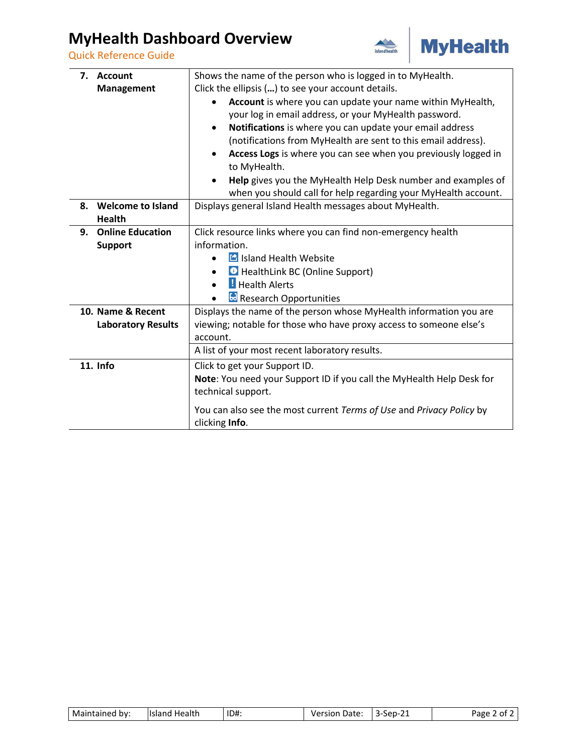| | |
|---|---|
| **7. Account Management** | Shows the name of the person who is logged in to MyHealth.<br>Click the ellipsis (**…**) to see your account details.<br>• **Account** is where you can update your name within MyHealth, your log in email address, or your MyHealth password.<br>• **Notifications** is where you can update your email address (notifications from MyHealth are sent to this email address).<br>• **Access Logs** is where you can see when you previously logged in to MyHealth.<br>• **Help** gives you the MyHealth Help Desk number and examples of when you should call for help regarding your MyHealth account. |
| **8. Welcome to Island Health** | Displays general Island Health messages about MyHealth. |
| **9. Online Education Support** | Click resource links where you can find non-emergency health information.<br>• Island Health Website<br>• HealthLink BC (Online Support)<br>• Health Alerts<br>• Research Opportunities |
| **10. Name & Recent Laboratory Results** | Displays the name of the person whose MyHealth information you are viewing; notable for those who have proxy access to someone else's account. |
| | A list of your most recent laboratory results. |
| **11. Info** | Click to get your Support ID.<br>**Note**: You need your Support ID if you call the MyHealth Help Desk for technical support.<br><br>You can also see the most current *Terms of Use* and *Privacy Policy* by clicking **Info**. |